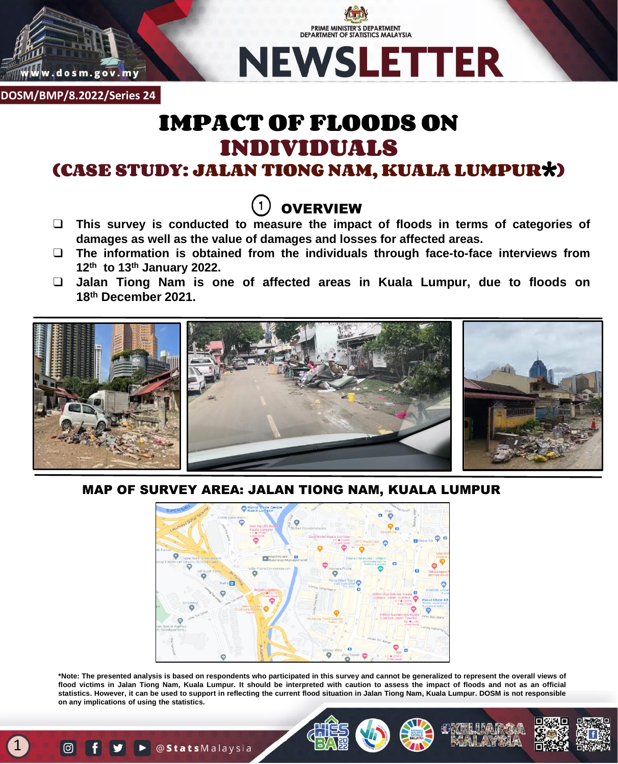PRIME MINISTER'S DEPARTMENT
DEPARTMENT OF STATISTICS MALAYSIA

# NEWSLETTER

DOSM/BMP/8.2022/Series 24

# IMPACT OF FLOODS ON INDIVIDUALS

## (CASE STUDY: JALAN TIONG NAM, KUALA LUMPUR*)

### 1 OVERVIEW

- **This survey is conducted to measure the impact of floods in terms of categories of damages as well as the value of damages and losses for affected areas.**
- **The information is obtained from the individuals through face-to-face interviews from 12th to 13th January 2022.**
- **Jalan Tiong Nam is one of affected areas in Kuala Lumpur, due to floods on 18th December 2021.**

**MAP OF SURVEY AREA: JALAN TIONG NAM, KUALA LUMPUR**

**\*Note: The presented analysis is based on respondents who participated in this survey and cannot be generalized to represent the overall views of flood victims in Jalan Tiong Nam, Kuala Lumpur. It should be interpreted with caution to assess the impact of floods and not as an official statistics. However, it can be used to support in reflecting the current flood situation in Jalan Tiong Nam, Kuala Lumpur. DOSM is not responsible on any implications of using the statistics.**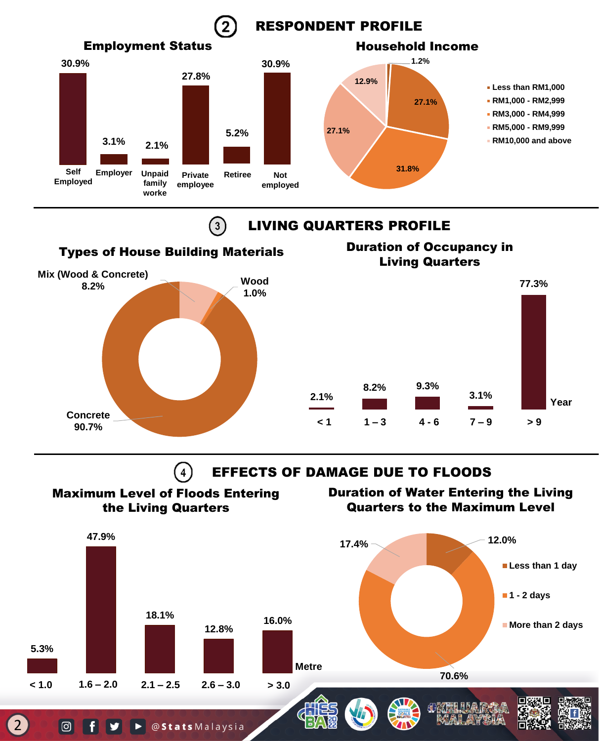## 2 RESPONDENT PROFILE

### Employment Status

| Employment Status | % |
|---|---|
| Self Employed | 30.9% |
| Employer | 3.1% |
| Unpaid family worke | 2.1% |
| Private employee | 27.8% |
| Retiree | 5.2% |
| Not employed | 30.9% |

### Household Income

| Household Income | % |
|---|---|
| Less than RM1,000 | 1.2% |
| RM1,000 - RM2,999 | 27.1% |
| RM3,000 - RM4,999 | 31.8% |
| RM5,000 - RM9,999 | 27.1% |
| RM10,000 and above | 12.9% |

## 3 LIVING QUARTERS PROFILE

### Types of House Building Materials

| Material | % |
|---|---|
| Mix (Wood & Concrete) | 8.2% |
| Wood | 1.0% |
| Concrete | 90.7% |

### Duration of Occupancy in Living Quarters

| Year | % |
|---|---|
| < 1 | 2.1% |
| 1 – 3 | 8.2% |
| 4 - 6 | 9.3% |
| 7 – 9 | 3.1% |
| > 9 | 77.3% |

## 4 EFFECTS OF DAMAGE DUE TO FLOODS

### Maximum Level of Floods Entering the Living Quarters

| Metre | % |
|---|---|
| < 1.0 | 5.3% |
| 1.6 – 2.0 | 47.9% |
| 2.1 – 2.5 | 18.1% |
| 2.6 – 3.0 | 12.8% |
| > 3.0 | 16.0% |

### Duration of Water Entering the Living Quarters to the Maximum Level

| Duration | % |
|---|---|
| Less than 1 day | 12.0% |
| 1 - 2 days | 70.6% |
| More than 2 days | 17.4% |

@StatsMalaysia

#KELUARGA MALAYSIA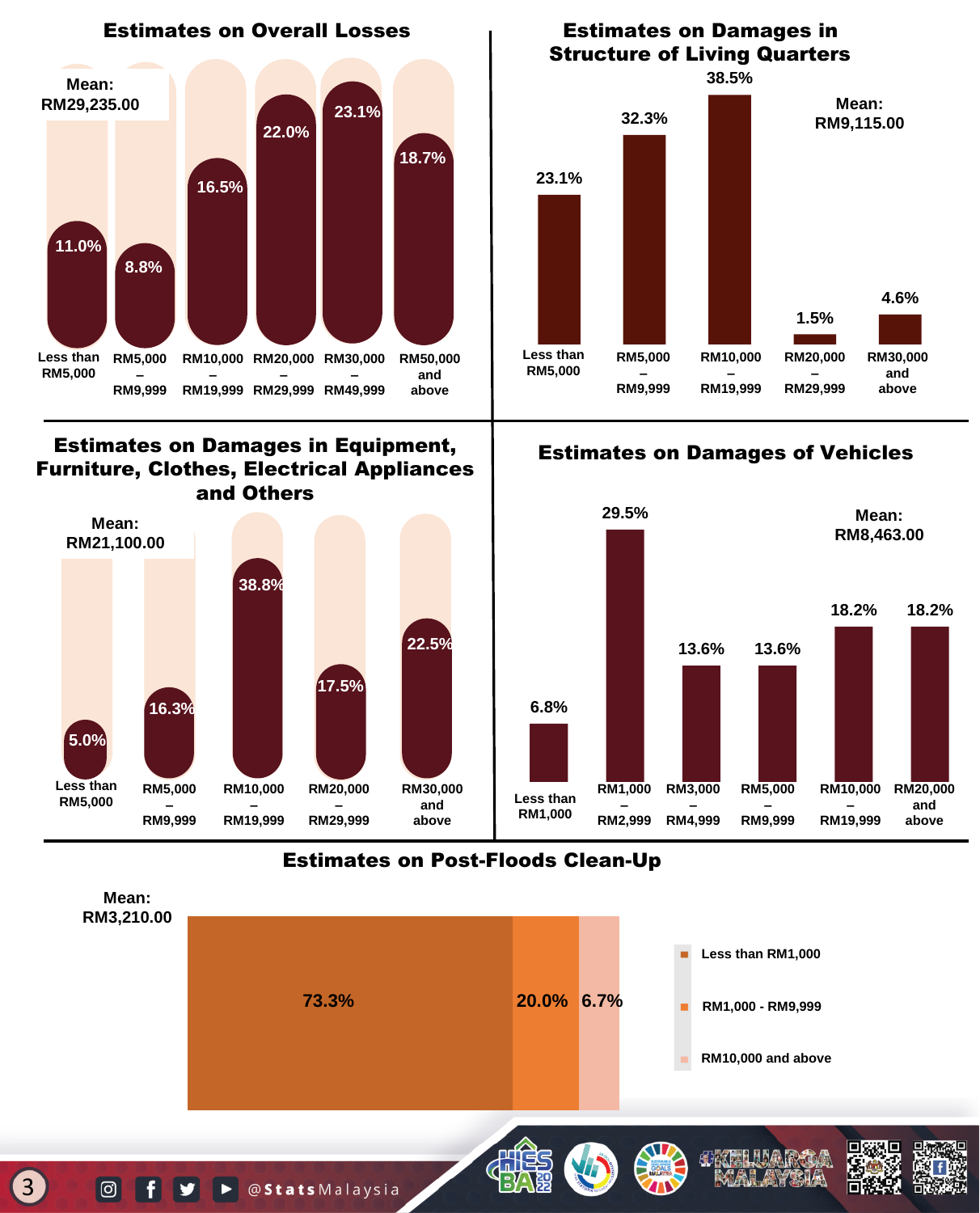## Estimates on Overall Losses

Mean: RM29,235.00

| Range | Percentage |
|---|---|
| Less than RM5,000 | 11.0% |
| RM5,000 – RM9,999 | 8.8% |
| RM10,000 – RM19,999 | 16.5% |
| RM20,000 – RM29,999 | 22.0% |
| RM30,000 – RM49,999 | 23.1% |
| RM50,000 and above | 18.7% |

## Estimates on Damages in Structure of Living Quarters

Mean: RM9,115.00

| Range | Percentage |
|---|---|
| Less than RM5,000 | 23.1% |
| RM5,000 – RM9,999 | 32.3% |
| RM10,000 – RM19,999 | 38.5% |
| RM20,000 – RM29,999 | 1.5% |
| RM30,000 and above | 4.6% |

## Estimates on Damages in Equipment, Furniture, Clothes, Electrical Appliances and Others

Mean: RM21,100.00

| Range | Percentage |
|---|---|
| Less than RM5,000 | 5.0% |
| RM5,000 – RM9,999 | 16.3% |
| RM10,000 – RM19,999 | 38.8% |
| RM20,000 – RM29,999 | 17.5% |
| RM30,000 and above | 22.5% |

## Estimates on Damages of Vehicles

Mean: RM8,463.00

| Range | Percentage |
|---|---|
| Less than RM1,000 | 6.8% |
| RM1,000 – RM2,999 | 29.5% |
| RM3,000 – RM4,999 | 13.6% |
| RM5,000 – RM9,999 | 13.6% |
| RM10,000 – RM19,999 | 18.2% |
| RM20,000 and above | 18.2% |

## Estimates on Post-Floods Clean-Up

Mean: RM3,210.00

| Range | Percentage |
|---|---|
| Less than RM1,000 | 73.3% |
| RM1,000 - RM9,999 | 20.0% |
| RM10,000 and above | 6.7% |

@StatsMalaysia

#KELUARGA MALAYSIA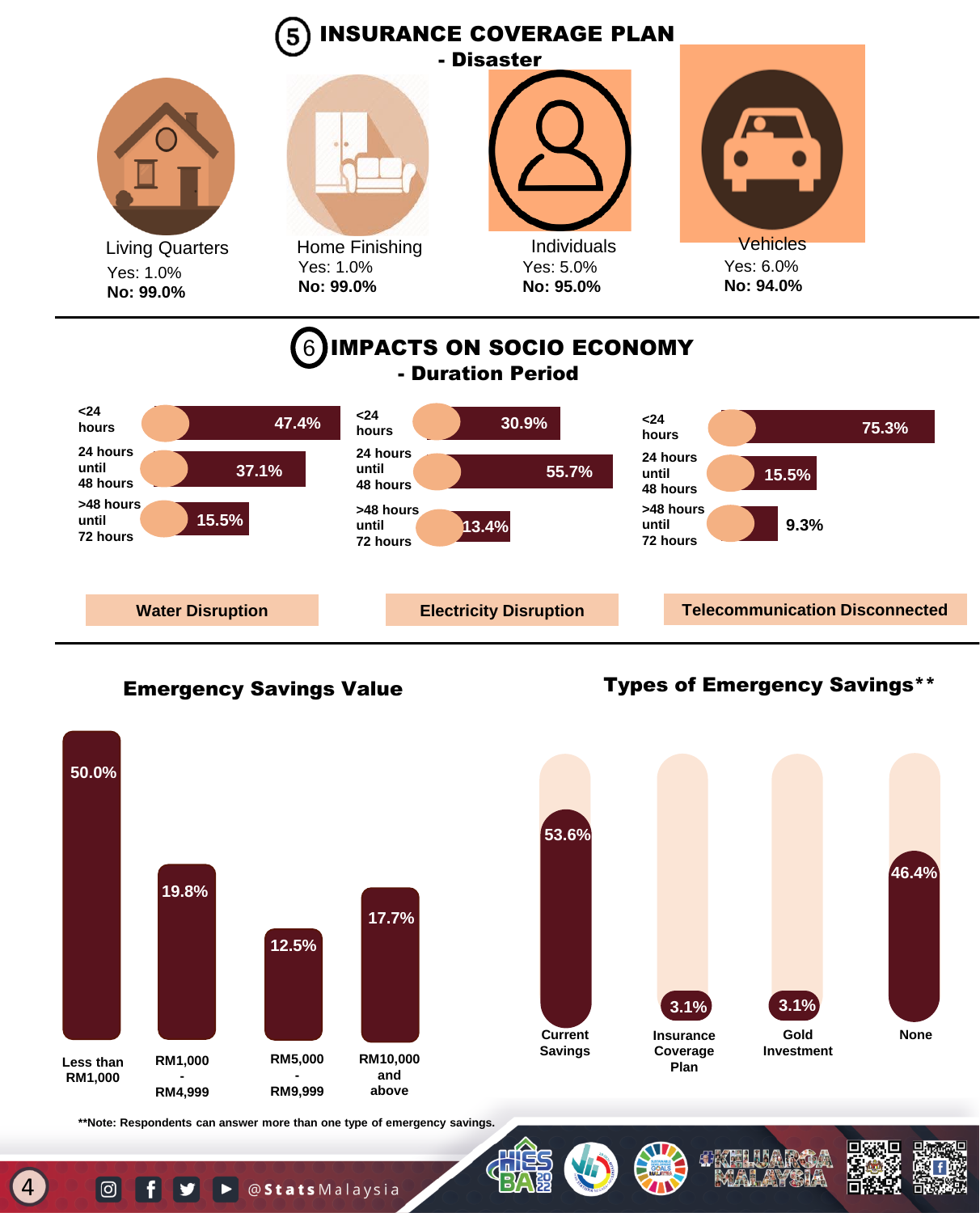## 5 INSURANCE COVERAGE PLAN - Disaster

| | Living Quarters | Home Finishing | Individuals | Vehicles |
|---|---|---|---|---|
| Yes | 1.0% | 1.0% | 5.0% | 6.0% |
| **No** | **99.0%** | **99.0%** | **95.0%** | **94.0%** |

## 6 IMPACTS ON SOCIO ECONOMY - Duration Period

| Duration | Water Disruption | Electricity Disruption | Telecommunication Disconnected |
|---|---|---|---|
| <24 hours | 47.4% | 30.9% | 75.3% |
| 24 hours until 48 hours | 37.1% | 55.7% | 15.5% |
| >48 hours until 72 hours | 15.5% | 13.4% | 9.3% |

### Emergency Savings Value

| Value | Percentage |
|---|---|
| Less than RM1,000 | 50.0% |
| RM1,000 - RM4,999 | 19.8% |
| RM5,000 - RM9,999 | 12.5% |
| RM10,000 and above | 17.7% |

### Types of Emergency Savings**

| Type | Percentage |
|---|---|
| Current Savings | 53.6% |
| Insurance Coverage Plan | 3.1% |
| Gold Investment | 3.1% |
| None | 46.4% |

**Note: Respondents can answer more than one type of emergency savings.

@StatsMalaysia

#KELUARGA MALAYSIA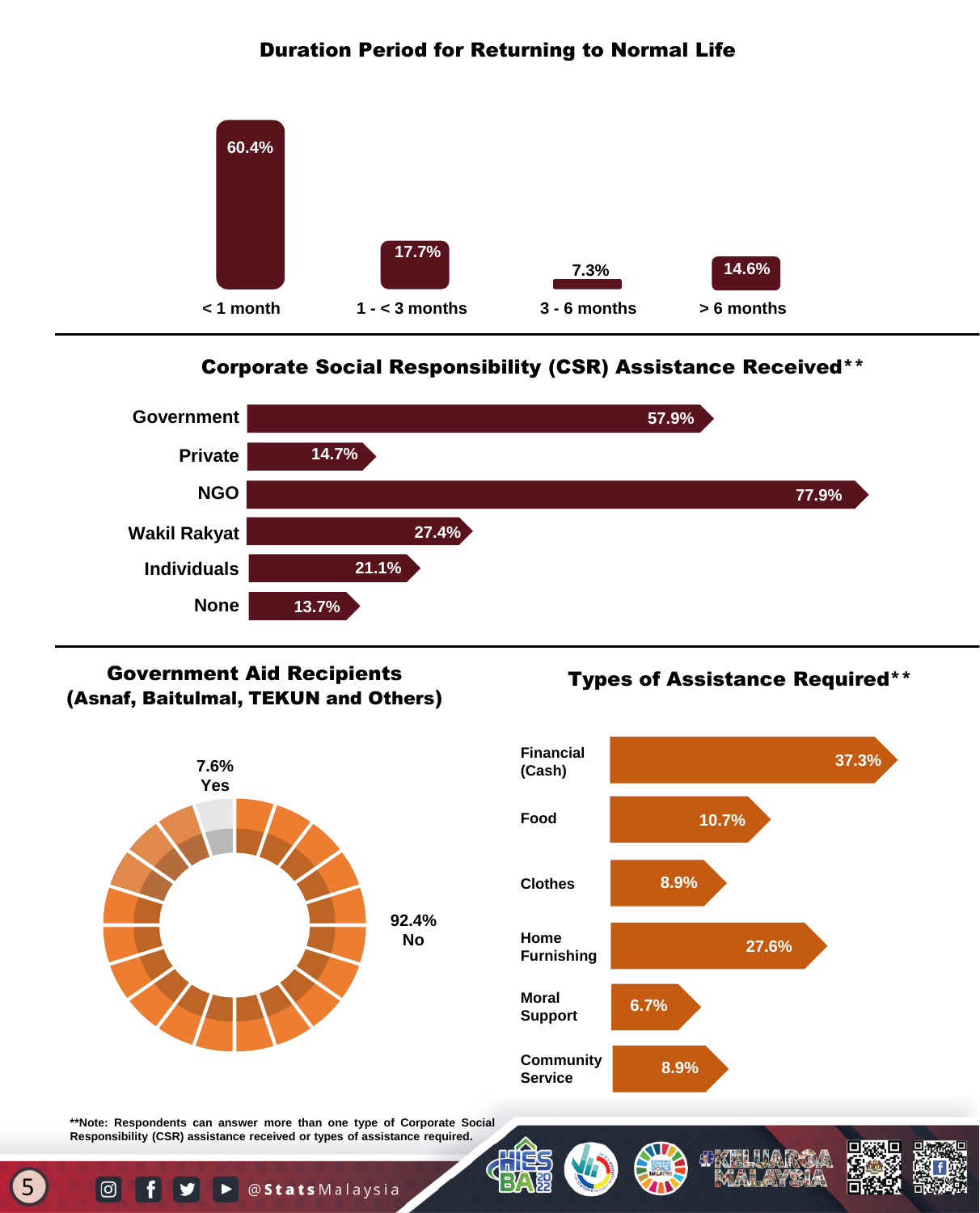## Duration Period for Returning to Normal Life

60.4%
< 1 month

17.7%
1 - < 3 months

7.3%
3 - 6 months

14.6%
> 6 months

## Corporate Social Responsibility (CSR) Assistance Received**

Government 57.9%
Private 14.7%
NGO 77.9%
Wakil Rakyat 27.4%
Individuals 21.1%
None 13.7%

## Government Aid Recipients (Asnaf, Baitulmal, TEKUN and Others)

7.6%
Yes

92.4%
No

## Types of Assistance Required**

Financial (Cash) 37.3%
Food 10.7%
Clothes 8.9%
Home Furnishing 27.6%
Moral Support 6.7%
Community Service 8.9%

**Note: Respondents can answer more than one type of Corporate Social Responsibility (CSR) assistance received or types of assistance required.